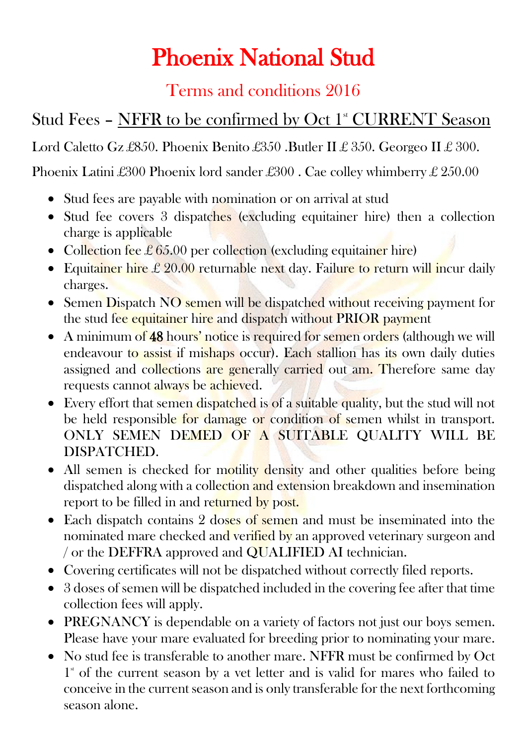# Phoenix National Stud

## Terms and conditions 2016

### Stud Fees – NFFR to be confirmed by Oct 1st CURRENT Season

Lord Caletto Gz £850. Phoenix Benito £350 .Butler II £ 350. Georgeo II £ 300.

Phoenix Latini £300 Phoenix lord sander £300 . Cae colley whimberry £ 250.00

- Stud fees are payable with nomination or on arrival at stud
- Stud fee covers 3 dispatches (excluding equitainer hire) then a collection charge is applicable
- Collection fee £ 65.00 per collection (excluding equitainer hire)
- Equitainer hire £ 20.00 returnable next day. Failure to return will incur daily charges.
- Semen Dispatch NO semen will be dispatched without receiving payment for the stud fee equitainer hire and dispatch without PRIOR payment
- A minimum of **48** hours' notice is required for semen orders (although we will endeavour to assist if mishaps occur). Each stallion has its own daily duties assigned and collections are generally carried out am. Therefore same day requests cannot always be achieved.
- Every effort that semen dispatched is of a suitable quality, but the stud will not be held responsible for damage or condition of semen whilst in transport. ONLY SEMEN DEMED OF A SUITABLE QUALITY WILL BE DISPATCHED.
- All semen is checked for motility density and other qualities before being dispatched along with a collection and extension breakdown and insemination report to be filled in and returned by post.
- Each dispatch contains 2 doses of semen and must be inseminated into the nominated mare checked and verified by an approved veterinary surgeon and / or the DEFFRA approved and QUALIFIED AI technician.
- Covering certificates will not be dispatched without correctly filed reports.
- 3 doses of semen will be dispatched included in the covering fee after that time collection fees will apply.
- PREGNANCY is dependable on a variety of factors not just our boys semen. Please have your mare evaluated for breeding prior to nominating your mare.
- No stud fee is transferable to another mare. NFFR must be confirmed by Oct 1st of the current season by a vet letter and is valid for mares who failed to conceive in the current season and is only transferable for the next forthcoming season alone.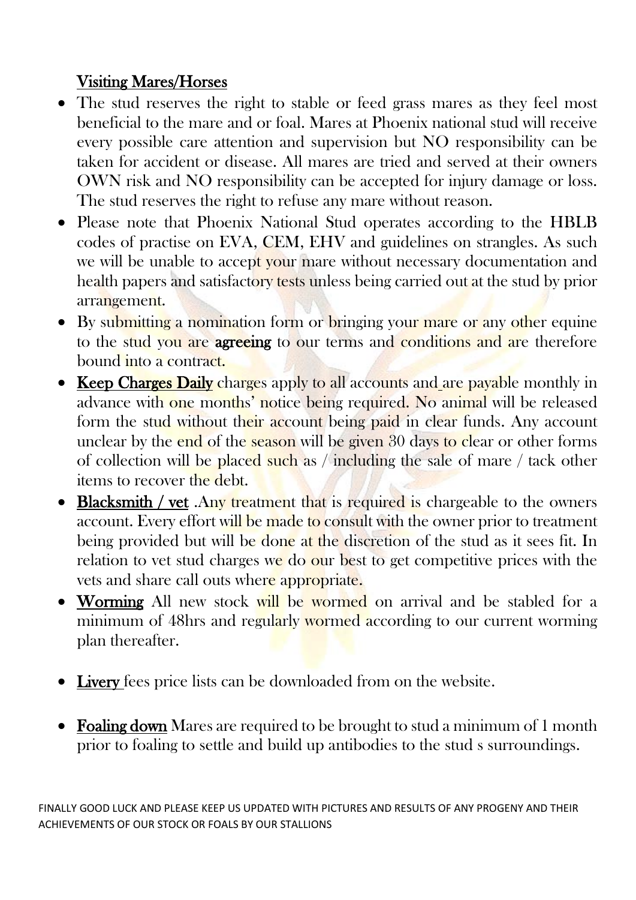## Visiting Mares/Horses

- The stud reserves the right to stable or feed grass mares as they feel most beneficial to the mare and or foal. Mares at Phoenix national stud will receive every possible care attention and supervision but NO responsibility can be taken for accident or disease. All mares are tried and served at their owners OWN risk and NO responsibility can be accepted for injury damage or loss. The stud reserves the right to refuse any mare without reason.
- Please note that Phoenix National Stud operates according to the HBLB codes of practise on EVA, CEM, EHV and guidelines on strangles. As such we will be unable to accept your mare without necessary documentation and health papers and satisfactory tests unless being carried out at the stud by prior arrangement.
- By submitting a nomination form or bringing your mare or any other equine to the stud you are **agreeing** to our terms and conditions and are therefore bound into a contract.
- **Keep Charges Daily** charges apply to all accounts and are payable monthly in advance with one months' notice being required. No animal will be released form the stud without their account being paid in clear funds. Any account unclear by the end of the season will be given 30 days to clear or other forms of collection will be placed such as / including the sale of mare / tack other items to recover the debt.
- **Blacksmith / vet** .Any treatment that is required is chargeable to the owners account. Every effort will be made to consult with the owner prior to treatment being provided but will be done at the discretion of the stud as it sees fit. In relation to vet stud charges we do our best to get competitive prices with the vets and share call outs where appropriate.
- **Worming** All new stock will be wormed on arrival and be stabled for a minimum of 48hrs and regularly wormed according to our current worming plan thereafter.
- **Livery** fees price lists can be downloaded from on the website.
- **Foaling down** Mares are required to be brought to stud a minimum of 1 month prior to foaling to settle and build up antibodies to the stud s surroundings.

FINALLY GOOD LUCK AND PLEASE KEEP US UPDATED WITH PICTURES AND RESULTS OF ANY PROGENY AND THEIR ACHIEVEMENTS OF OUR STOCK OR FOALS BY OUR STALLIONS